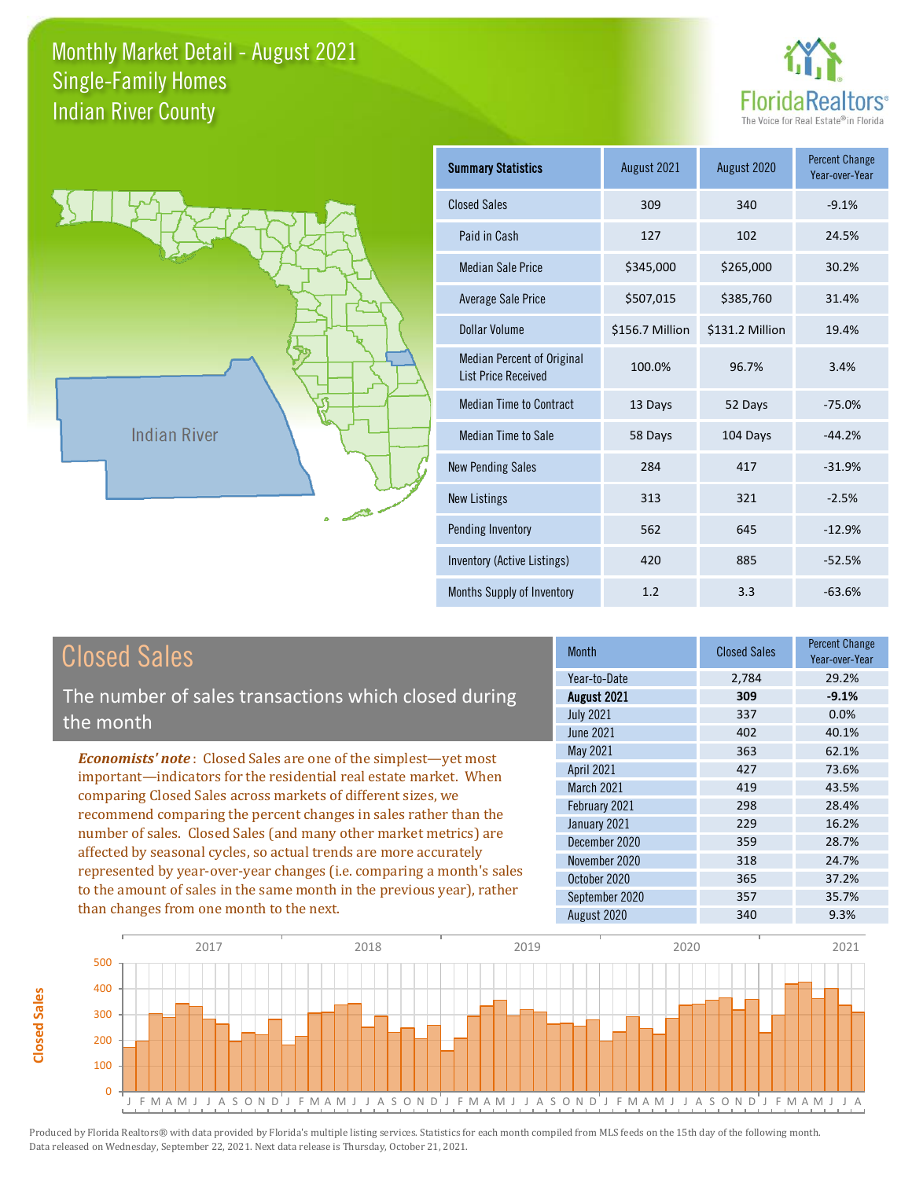# Monthly Market Detail - August 2021
## Single-Family Homes
## Indian River County

FloridaRealtors® The Voice for Real Estate® in Florida

Indian River

| Summary Statistics | August 2021 | August 2020 | Percent Change Year-over-Year |
|---|---|---|---|
| Closed Sales | 309 | 340 | -9.1% |
| Paid in Cash | 127 | 102 | 24.5% |
| Median Sale Price | $345,000 | $265,000 | 30.2% |
| Average Sale Price | $507,015 | $385,760 | 31.4% |
| Dollar Volume | $156.7 Million | $131.2 Million | 19.4% |
| Median Percent of Original List Price Received | 100.0% | 96.7% | 3.4% |
| Median Time to Contract | 13 Days | 52 Days | -75.0% |
| Median Time to Sale | 58 Days | 104 Days | -44.2% |
| New Pending Sales | 284 | 417 | -31.9% |
| New Listings | 313 | 321 | -2.5% |
| Pending Inventory | 562 | 645 | -12.9% |
| Inventory (Active Listings) | 420 | 885 | -52.5% |
| Months Supply of Inventory | 1.2 | 3.3 | -63.6% |

## Closed Sales

The number of sales transactions which closed during the month

***Economists' note***: Closed Sales are one of the simplest—yet most important—indicators for the residential real estate market. When comparing Closed Sales across markets of different sizes, we recommend comparing the percent changes in sales rather than the number of sales. Closed Sales (and many other market metrics) are affected by seasonal cycles, so actual trends are more accurately represented by year-over-year changes (i.e. comparing a month's sales to the amount of sales in the same month in the previous year), rather than changes from one month to the next.

| Month | Closed Sales | Percent Change Year-over-Year |
|---|---|---|
| Year-to-Date | 2,784 | 29.2% |
| **August 2021** | **309** | **-9.1%** |
| July 2021 | 337 | 0.0% |
| June 2021 | 402 | 40.1% |
| May 2021 | 363 | 62.1% |
| April 2021 | 427 | 73.6% |
| March 2021 | 419 | 43.5% |
| February 2021 | 298 | 28.4% |
| January 2021 | 229 | 16.2% |
| December 2020 | 359 | 28.7% |
| November 2020 | 318 | 24.7% |
| October 2020 | 365 | 37.2% |
| September 2020 | 357 | 35.7% |
| August 2020 | 340 | 9.3% |

Produced by Florida Realtors® with data provided by Florida's multiple listing services. Statistics for each month compiled from MLS feeds on the 15th day of the following month. Data released on Wednesday, September 22, 2021. Next data release is Thursday, October 21, 2021.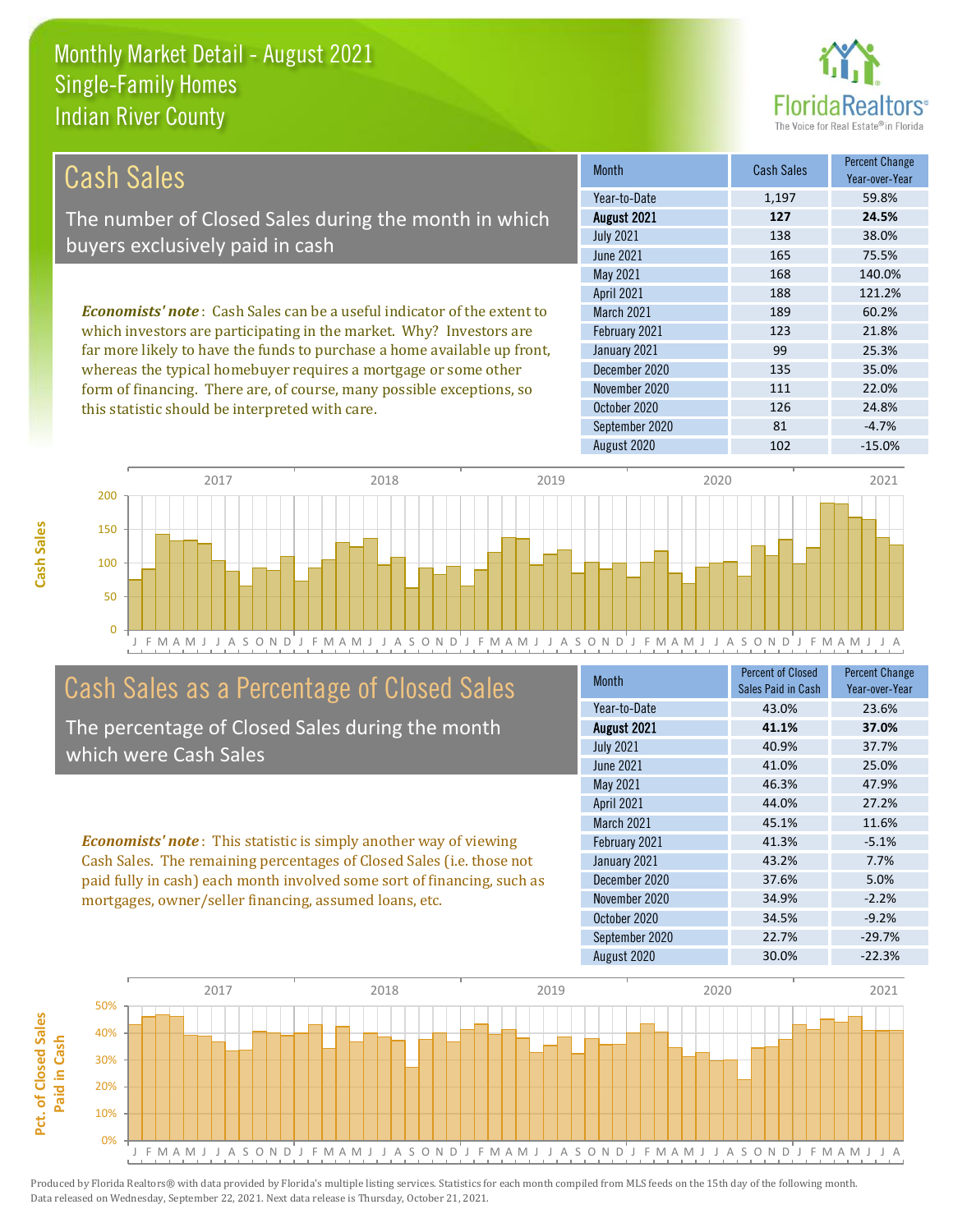# Monthly Market Detail - August 2021
## Single-Family Homes
## Indian River County

## Cash Sales

The number of Closed Sales during the month in which buyers exclusively paid in cash

*Economists' note*: Cash Sales can be a useful indicator of the extent to which investors are participating in the market. Why? Investors are far more likely to have the funds to purchase a home available up front, whereas the typical homebuyer requires a mortgage or some other form of financing. There are, of course, many possible exceptions, so this statistic should be interpreted with care.

| Month | Cash Sales | Percent Change Year-over-Year |
|---|---|---|
| Year-to-Date | 1,197 | 59.8% |
| **August 2021** | **127** | **24.5%** |
| July 2021 | 138 | 38.0% |
| June 2021 | 165 | 75.5% |
| May 2021 | 168 | 140.0% |
| April 2021 | 188 | 121.2% |
| March 2021 | 189 | 60.2% |
| February 2021 | 123 | 21.8% |
| January 2021 | 99 | 25.3% |
| December 2020 | 135 | 35.0% |
| November 2020 | 111 | 22.0% |
| October 2020 | 126 | 24.8% |
| September 2020 | 81 | -4.7% |
| August 2020 | 102 | -15.0% |

## Cash Sales as a Percentage of Closed Sales

The percentage of Closed Sales during the month which were Cash Sales

*Economists' note*: This statistic is simply another way of viewing Cash Sales. The remaining percentages of Closed Sales (i.e. those not paid fully in cash) each month involved some sort of financing, such as mortgages, owner/seller financing, assumed loans, etc.

| Month | Percent of Closed Sales Paid in Cash | Percent Change Year-over-Year |
|---|---|---|
| Year-to-Date | 43.0% | 23.6% |
| **August 2021** | **41.1%** | **37.0%** |
| July 2021 | 40.9% | 37.7% |
| June 2021 | 41.0% | 25.0% |
| May 2021 | 46.3% | 47.9% |
| April 2021 | 44.0% | 27.2% |
| March 2021 | 45.1% | 11.6% |
| February 2021 | 41.3% | -5.1% |
| January 2021 | 43.2% | 7.7% |
| December 2020 | 37.6% | 5.0% |
| November 2020 | 34.9% | -2.2% |
| October 2020 | 34.5% | -9.2% |
| September 2020 | 22.7% | -29.7% |
| August 2020 | 30.0% | -22.3% |

Produced by Florida Realtors® with data provided by Florida's multiple listing services. Statistics for each month compiled from MLS feeds on the 15th day of the following month. Data released on Wednesday, September 22, 2021. Next data release is Thursday, October 21, 2021.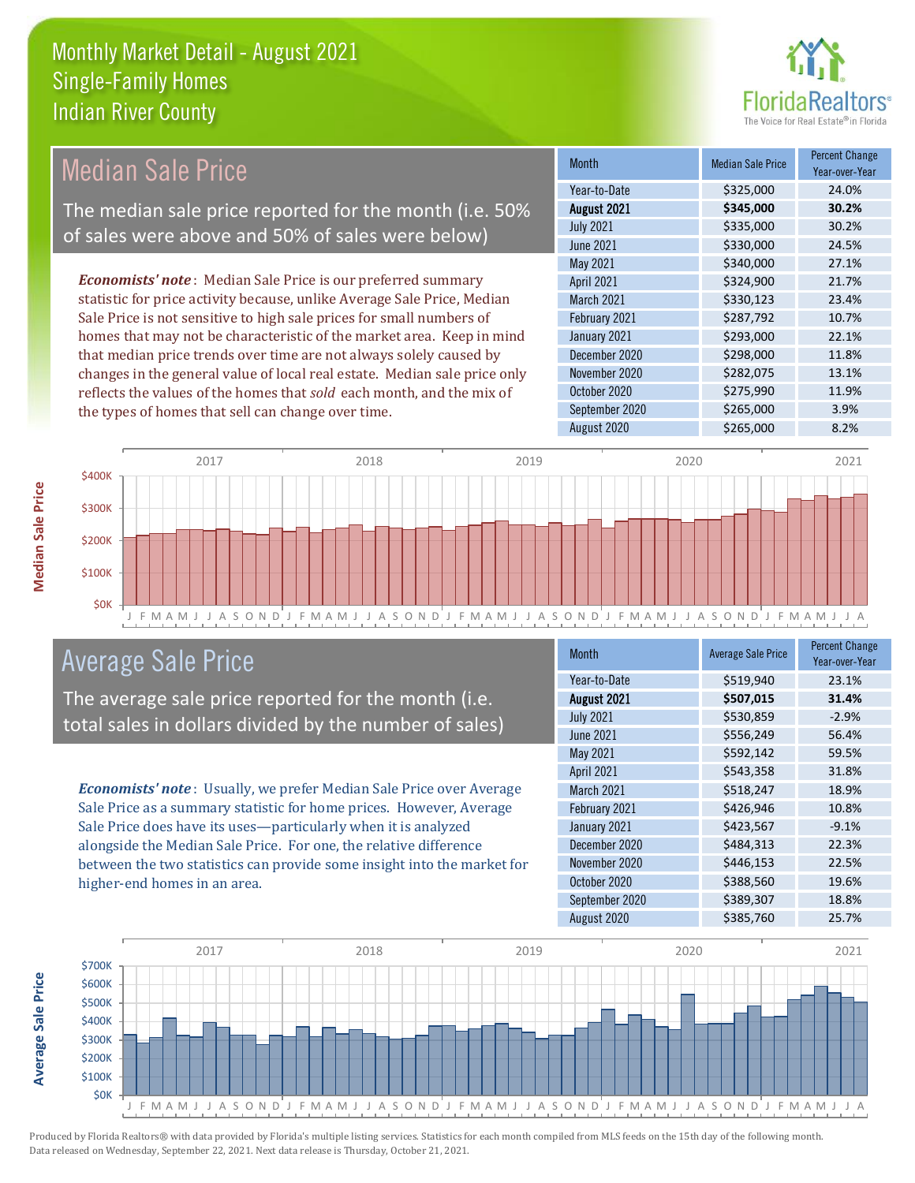# Monthly Market Detail - August 2021
## Single-Family Homes
## Indian River County

## Median Sale Price

The median sale price reported for the month (i.e. 50% of sales were above and 50% of sales were below)

*Economists' note*: Median Sale Price is our preferred summary statistic for price activity because, unlike Average Sale Price, Median Sale Price is not sensitive to high sale prices for small numbers of homes that may not be characteristic of the market area. Keep in mind that median price trends over time are not always solely caused by changes in the general value of local real estate. Median sale price only reflects the values of the homes that *sold* each month, and the mix of the types of homes that sell can change over time.

| Month | Median Sale Price | Percent Change Year-over-Year |
|---|---|---|
| Year-to-Date | $325,000 | 24.0% |
| **August 2021** | **$345,000** | **30.2%** |
| July 2021 | $335,000 | 30.2% |
| June 2021 | $330,000 | 24.5% |
| May 2021 | $340,000 | 27.1% |
| April 2021 | $324,900 | 21.7% |
| March 2021 | $330,123 | 23.4% |
| February 2021 | $287,792 | 10.7% |
| January 2021 | $293,000 | 22.1% |
| December 2020 | $298,000 | 11.8% |
| November 2020 | $282,075 | 13.1% |
| October 2020 | $275,990 | 11.9% |
| September 2020 | $265,000 | 3.9% |
| August 2020 | $265,000 | 8.2% |

## Average Sale Price

The average sale price reported for the month (i.e. total sales in dollars divided by the number of sales)

*Economists' note*: Usually, we prefer Median Sale Price over Average Sale Price as a summary statistic for home prices. However, Average Sale Price does have its uses—particularly when it is analyzed alongside the Median Sale Price. For one, the relative difference between the two statistics can provide some insight into the market for higher-end homes in an area.

| Month | Average Sale Price | Percent Change Year-over-Year |
|---|---|---|
| Year-to-Date | $519,940 | 23.1% |
| **August 2021** | **$507,015** | **31.4%** |
| July 2021 | $530,859 | -2.9% |
| June 2021 | $556,249 | 56.4% |
| May 2021 | $592,142 | 59.5% |
| April 2021 | $543,358 | 31.8% |
| March 2021 | $518,247 | 18.9% |
| February 2021 | $426,946 | 10.8% |
| January 2021 | $423,567 | -9.1% |
| December 2020 | $484,313 | 22.3% |
| November 2020 | $446,153 | 22.5% |
| October 2020 | $388,560 | 19.6% |
| September 2020 | $389,307 | 18.8% |
| August 2020 | $385,760 | 25.7% |

Produced by Florida Realtors® with data provided by Florida's multiple listing services. Statistics for each month compiled from MLS feeds on the 15th day of the following month. Data released on Wednesday, September 22, 2021. Next data release is Thursday, October 21, 2021.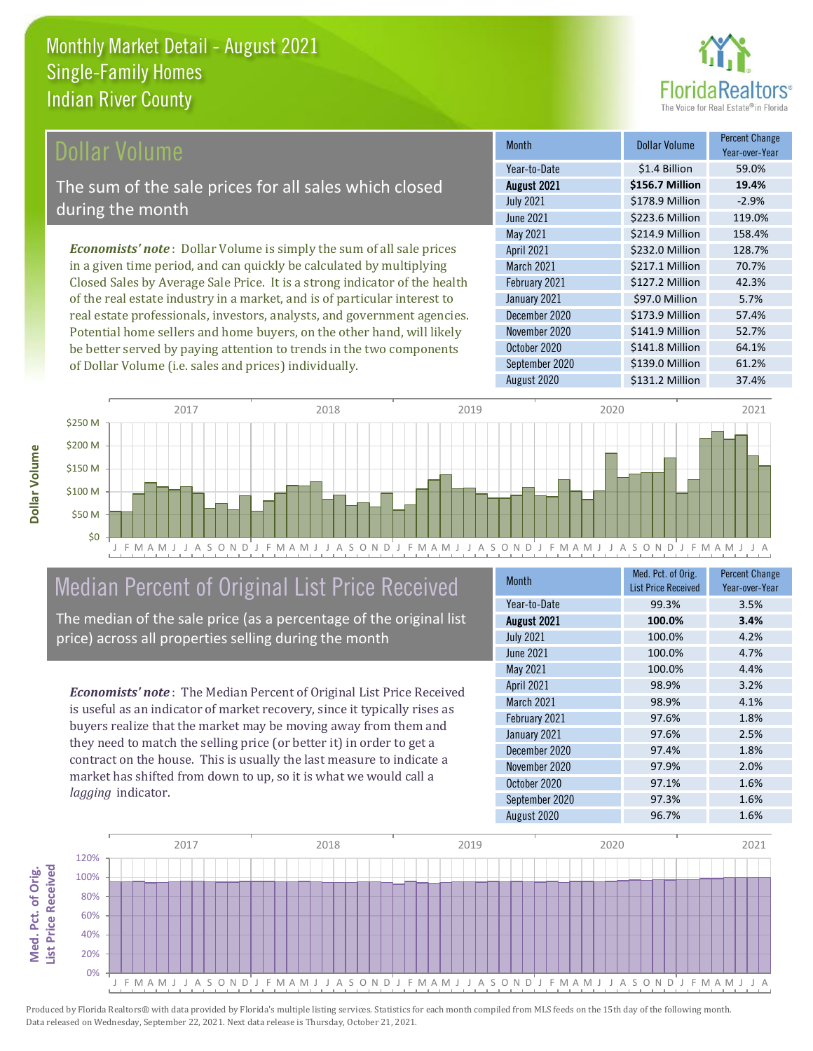# Monthly Market Detail - August 2021
## Single-Family Homes
## Indian River County

## Dollar Volume

The sum of the sale prices for all sales which closed during the month

*Economists' note*: Dollar Volume is simply the sum of all sale prices in a given time period, and can quickly be calculated by multiplying Closed Sales by Average Sale Price. It is a strong indicator of the health of the real estate industry in a market, and is of particular interest to real estate professionals, investors, analysts, and government agencies. Potential home sellers and home buyers, on the other hand, will likely be better served by paying attention to trends in the two components of Dollar Volume (i.e. sales and prices) individually.

| Month | Dollar Volume | Percent Change Year-over-Year |
|---|---|---|
| Year-to-Date | $1.4 Billion | 59.0% |
| **August 2021** | **$156.7 Million** | **19.4%** |
| July 2021 | $178.9 Million | -2.9% |
| June 2021 | $223.6 Million | 119.0% |
| May 2021 | $214.9 Million | 158.4% |
| April 2021 | $232.0 Million | 128.7% |
| March 2021 | $217.1 Million | 70.7% |
| February 2021 | $127.2 Million | 42.3% |
| January 2021 | $97.0 Million | 5.7% |
| December 2020 | $173.9 Million | 57.4% |
| November 2020 | $141.9 Million | 52.7% |
| October 2020 | $141.8 Million | 64.1% |
| September 2020 | $139.0 Million | 61.2% |
| August 2020 | $131.2 Million | 37.4% |

## Median Percent of Original List Price Received

The median of the sale price (as a percentage of the original list price) across all properties selling during the month

*Economists' note*: The Median Percent of Original List Price Received is useful as an indicator of market recovery, since it typically rises as buyers realize that the market may be moving away from them and they need to match the selling price (or better it) in order to get a contract on the house. This is usually the last measure to indicate a market has shifted from down to up, so it is what we would call a *lagging* indicator.

| Month | Med. Pct. of Orig. List Price Received | Percent Change Year-over-Year |
|---|---|---|
| Year-to-Date | 99.3% | 3.5% |
| **August 2021** | **100.0%** | **3.4%** |
| July 2021 | 100.0% | 4.2% |
| June 2021 | 100.0% | 4.7% |
| May 2021 | 100.0% | 4.4% |
| April 2021 | 98.9% | 3.2% |
| March 2021 | 98.9% | 4.1% |
| February 2021 | 97.6% | 1.8% |
| January 2021 | 97.6% | 2.5% |
| December 2020 | 97.4% | 1.8% |
| November 2020 | 97.9% | 2.0% |
| October 2020 | 97.1% | 1.6% |
| September 2020 | 97.3% | 1.6% |
| August 2020 | 96.7% | 1.6% |

Produced by Florida Realtors® with data provided by Florida's multiple listing services. Statistics for each month compiled from MLS feeds on the 15th day of the following month. Data released on Wednesday, September 22, 2021. Next data release is Thursday, October 21, 2021.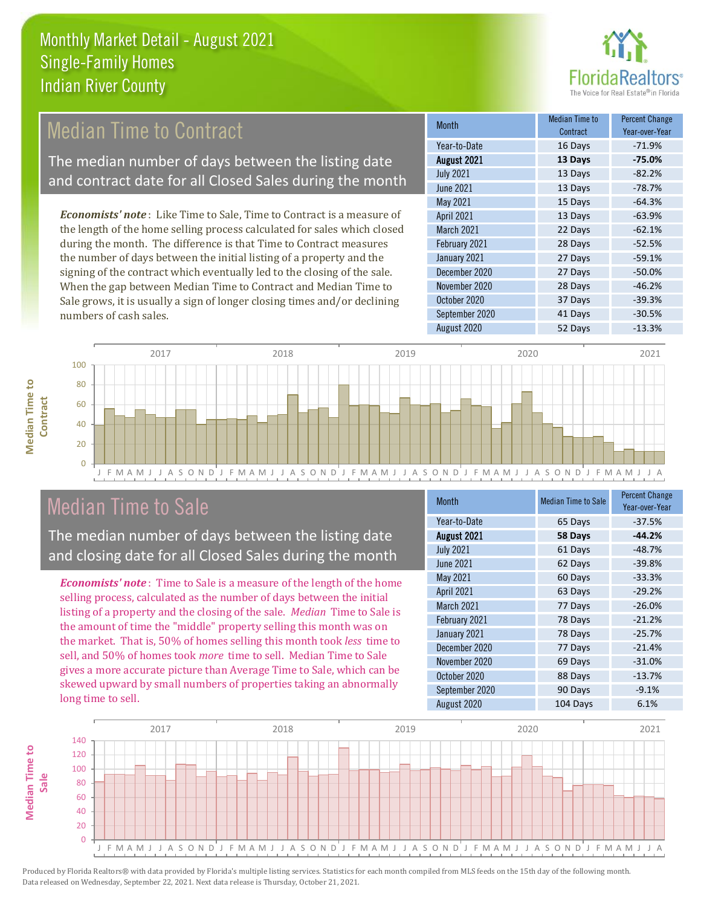# Monthly Market Detail - August 2021
## Single-Family Homes
## Indian River County

## Median Time to Contract

The median number of days between the listing date and contract date for all Closed Sales during the month

*Economists' note*: Like Time to Sale, Time to Contract is a measure of the length of the home selling process calculated for sales which closed during the month. The difference is that Time to Contract measures the number of days between the initial listing of a property and the signing of the contract which eventually led to the closing of the sale. When the gap between Median Time to Contract and Median Time to Sale grows, it is usually a sign of longer closing times and/or declining numbers of cash sales.

| Month | Median Time to Contract | Percent Change Year-over-Year |
|---|---|---|
| Year-to-Date | 16 Days | -71.9% |
| **August 2021** | **13 Days** | **-75.0%** |
| July 2021 | 13 Days | -82.2% |
| June 2021 | 13 Days | -78.7% |
| May 2021 | 15 Days | -64.3% |
| April 2021 | 13 Days | -63.9% |
| March 2021 | 22 Days | -62.1% |
| February 2021 | 28 Days | -52.5% |
| January 2021 | 27 Days | -59.1% |
| December 2020 | 27 Days | -50.0% |
| November 2020 | 28 Days | -46.2% |
| October 2020 | 37 Days | -39.3% |
| September 2020 | 41 Days | -30.5% |
| August 2020 | 52 Days | -13.3% |

## Median Time to Sale

The median number of days between the listing date and closing date for all Closed Sales during the month

*Economists' note*: Time to Sale is a measure of the length of the home selling process, calculated as the number of days between the initial listing of a property and the closing of the sale. *Median* Time to Sale is the amount of time the "middle" property selling this month was on the market. That is, 50% of homes selling this month took *less* time to sell, and 50% of homes took *more* time to sell. Median Time to Sale gives a more accurate picture than Average Time to Sale, which can be skewed upward by small numbers of properties taking an abnormally long time to sell.

| Month | Median Time to Sale | Percent Change Year-over-Year |
|---|---|---|
| Year-to-Date | 65 Days | -37.5% |
| **August 2021** | **58 Days** | **-44.2%** |
| July 2021 | 61 Days | -48.7% |
| June 2021 | 62 Days | -39.8% |
| May 2021 | 60 Days | -33.3% |
| April 2021 | 63 Days | -29.2% |
| March 2021 | 77 Days | -26.0% |
| February 2021 | 78 Days | -21.2% |
| January 2021 | 78 Days | -25.7% |
| December 2020 | 77 Days | -21.4% |
| November 2020 | 69 Days | -31.0% |
| October 2020 | 88 Days | -13.7% |
| September 2020 | 90 Days | -9.1% |
| August 2020 | 104 Days | 6.1% |

Produced by Florida Realtors® with data provided by Florida's multiple listing services. Statistics for each month compiled from MLS feeds on the 15th day of the following month. Data released on Wednesday, September 22, 2021. Next data release is Thursday, October 21, 2021.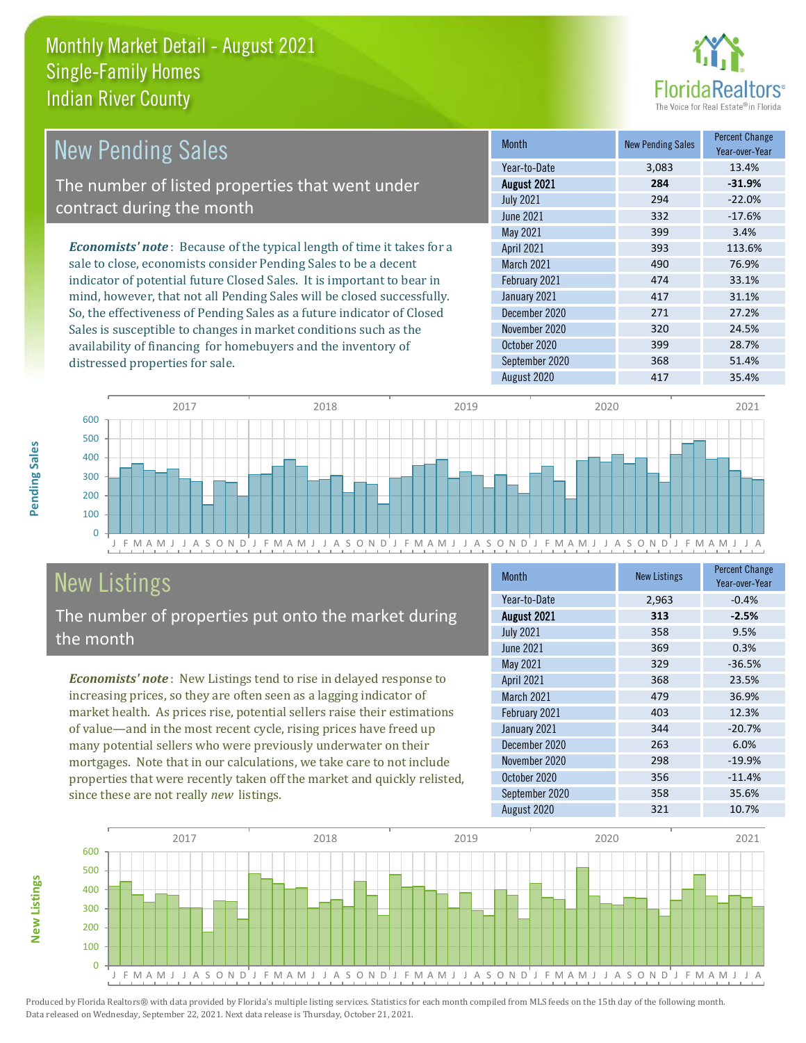Monthly Market Detail - August 2021
Single-Family Homes
Indian River County

## New Pending Sales

The number of listed properties that went under contract during the month

*Economists' note*: Because of the typical length of time it takes for a sale to close, economists consider Pending Sales to be a decent indicator of potential future Closed Sales. It is important to bear in mind, however, that not all Pending Sales will be closed successfully. So, the effectiveness of Pending Sales as a future indicator of Closed Sales is susceptible to changes in market conditions such as the availability of financing for homebuyers and the inventory of distressed properties for sale.

| Month | New Pending Sales | Percent Change Year-over-Year |
|---|---|---|
| Year-to-Date | 3,083 | 13.4% |
| **August 2021** | **284** | **-31.9%** |
| July 2021 | 294 | -22.0% |
| June 2021 | 332 | -17.6% |
| May 2021 | 399 | 3.4% |
| April 2021 | 393 | 113.6% |
| March 2021 | 490 | 76.9% |
| February 2021 | 474 | 33.1% |
| January 2021 | 417 | 31.1% |
| December 2020 | 271 | 27.2% |
| November 2020 | 320 | 24.5% |
| October 2020 | 399 | 28.7% |
| September 2020 | 368 | 51.4% |
| August 2020 | 417 | 35.4% |

## New Listings

The number of properties put onto the market during the month

*Economists' note*: New Listings tend to rise in delayed response to increasing prices, so they are often seen as a lagging indicator of market health. As prices rise, potential sellers raise their estimations of value—and in the most recent cycle, rising prices have freed up many potential sellers who were previously underwater on their mortgages. Note that in our calculations, we take care to not include properties that were recently taken off the market and quickly relisted, since these are not really *new* listings.

| Month | New Listings | Percent Change Year-over-Year |
|---|---|---|
| Year-to-Date | 2,963 | -0.4% |
| **August 2021** | **313** | **-2.5%** |
| July 2021 | 358 | 9.5% |
| June 2021 | 369 | 0.3% |
| May 2021 | 329 | -36.5% |
| April 2021 | 368 | 23.5% |
| March 2021 | 479 | 36.9% |
| February 2021 | 403 | 12.3% |
| January 2021 | 344 | -20.7% |
| December 2020 | 263 | 6.0% |
| November 2020 | 298 | -19.9% |
| October 2020 | 356 | -11.4% |
| September 2020 | 358 | 35.6% |
| August 2020 | 321 | 10.7% |

Produced by Florida Realtors® with data provided by Florida's multiple listing services. Statistics for each month compiled from MLS feeds on the 15th day of the following month. Data released on Wednesday, September 22, 2021. Next data release is Thursday, October 21, 2021.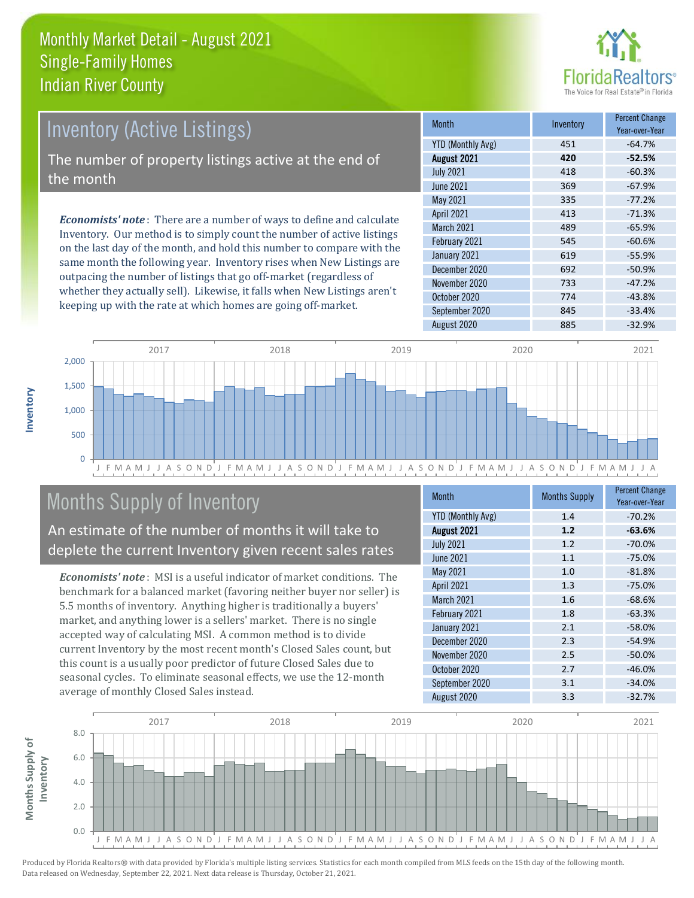# Monthly Market Detail - August 2021
## Single-Family Homes
## Indian River County

## Inventory (Active Listings)

The number of property listings active at the end of the month

*Economists' note*: There are a number of ways to define and calculate Inventory. Our method is to simply count the number of active listings on the last day of the month, and hold this number to compare with the same month the following year. Inventory rises when New Listings are outpacing the number of listings that go off-market (regardless of whether they actually sell). Likewise, it falls when New Listings aren't keeping up with the rate at which homes are going off-market.

| Month | Inventory | Percent Change Year-over-Year |
|---|---|---|
| YTD (Monthly Avg) | 451 | -64.7% |
| **August 2021** | **420** | **-52.5%** |
| July 2021 | 418 | -60.3% |
| June 2021 | 369 | -67.9% |
| May 2021 | 335 | -77.2% |
| April 2021 | 413 | -71.3% |
| March 2021 | 489 | -65.9% |
| February 2021 | 545 | -60.6% |
| January 2021 | 619 | -55.9% |
| December 2020 | 692 | -50.9% |
| November 2020 | 733 | -47.2% |
| October 2020 | 774 | -43.8% |
| September 2020 | 845 | -33.4% |
| August 2020 | 885 | -32.9% |

## Months Supply of Inventory

An estimate of the number of months it will take to deplete the current Inventory given recent sales rates

*Economists' note*: MSI is a useful indicator of market conditions. The benchmark for a balanced market (favoring neither buyer nor seller) is 5.5 months of inventory. Anything higher is traditionally a buyers' market, and anything lower is a sellers' market. There is no single accepted way of calculating MSI. A common method is to divide current Inventory by the most recent month's Closed Sales count, but this count is a usually poor predictor of future Closed Sales due to seasonal cycles. To eliminate seasonal effects, we use the 12-month average of monthly Closed Sales instead.

| Month | Months Supply | Percent Change Year-over-Year |
|---|---|---|
| YTD (Monthly Avg) | 1.4 | -70.2% |
| **August 2021** | **1.2** | **-63.6%** |
| July 2021 | 1.2 | -70.0% |
| June 2021 | 1.1 | -75.0% |
| May 2021 | 1.0 | -81.8% |
| April 2021 | 1.3 | -75.0% |
| March 2021 | 1.6 | -68.6% |
| February 2021 | 1.8 | -63.3% |
| January 2021 | 2.1 | -58.0% |
| December 2020 | 2.3 | -54.9% |
| November 2020 | 2.5 | -50.0% |
| October 2020 | 2.7 | -46.0% |
| September 2020 | 3.1 | -34.0% |
| August 2020 | 3.3 | -32.7% |

Produced by Florida Realtors® with data provided by Florida's multiple listing services. Statistics for each month compiled from MLS feeds on the 15th day of the following month. Data released on Wednesday, September 22, 2021. Next data release is Thursday, October 21, 2021.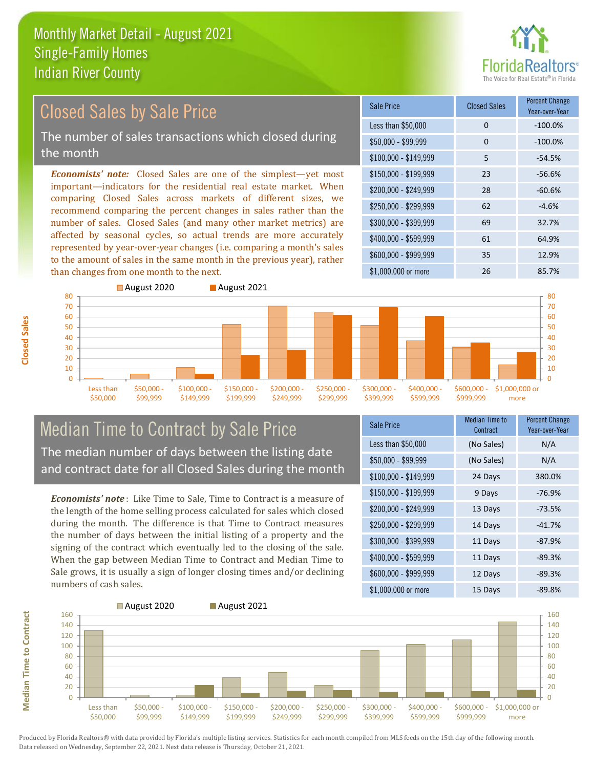# Monthly Market Detail - August 2021
## Single-Family Homes
## Indian River County

## Closed Sales by Sale Price

The number of sales transactions which closed during the month

***Economists' note:*** Closed Sales are one of the simplest—yet most important—indicators for the residential real estate market. When comparing Closed Sales across markets of different sizes, we recommend comparing the percent changes in sales rather than the number of sales. Closed Sales (and many other market metrics) are affected by seasonal cycles, so actual trends are more accurately represented by year-over-year changes (i.e. comparing a month's sales to the amount of sales in the same month in the previous year), rather than changes from one month to the next.

| Sale Price | Closed Sales | Percent Change Year-over-Year |
|---|---|---|
| Less than $50,000 | 0 | -100.0% |
| $50,000 - $99,999 | 0 | -100.0% |
| $100,000 - $149,999 | 5 | -54.5% |
| $150,000 - $199,999 | 23 | -56.6% |
| $200,000 - $249,999 | 28 | -60.6% |
| $250,000 - $299,999 | 62 | -4.6% |
| $300,000 - $399,999 | 69 | 32.7% |
| $400,000 - $599,999 | 61 | 64.9% |
| $600,000 - $999,999 | 35 | 12.9% |
| $1,000,000 or more | 26 | 85.7% |

## Median Time to Contract by Sale Price

The median number of days between the listing date and contract date for all Closed Sales during the month

***Economists' note*** : Like Time to Sale, Time to Contract is a measure of the length of the home selling process calculated for sales which closed during the month. The difference is that Time to Contract measures the number of days between the initial listing of a property and the signing of the contract which eventually led to the closing of the sale. When the gap between Median Time to Contract and Median Time to Sale grows, it is usually a sign of longer closing times and/or declining numbers of cash sales.

| Sale Price | Median Time to Contract | Percent Change Year-over-Year |
|---|---|---|
| Less than $50,000 | (No Sales) | N/A |
| $50,000 - $99,999 | (No Sales) | N/A |
| $100,000 - $149,999 | 24 Days | 380.0% |
| $150,000 - $199,999 | 9 Days | -76.9% |
| $200,000 - $249,999 | 13 Days | -73.5% |
| $250,000 - $299,999 | 14 Days | -41.7% |
| $300,000 - $399,999 | 11 Days | -87.9% |
| $400,000 - $599,999 | 11 Days | -89.3% |
| $600,000 - $999,999 | 12 Days | -89.3% |
| $1,000,000 or more | 15 Days | -89.8% |

Produced by Florida Realtors® with data provided by Florida's multiple listing services. Statistics for each month compiled from MLS feeds on the 15th day of the following month. Data released on Wednesday, September 22, 2021. Next data release is Thursday, October 21, 2021.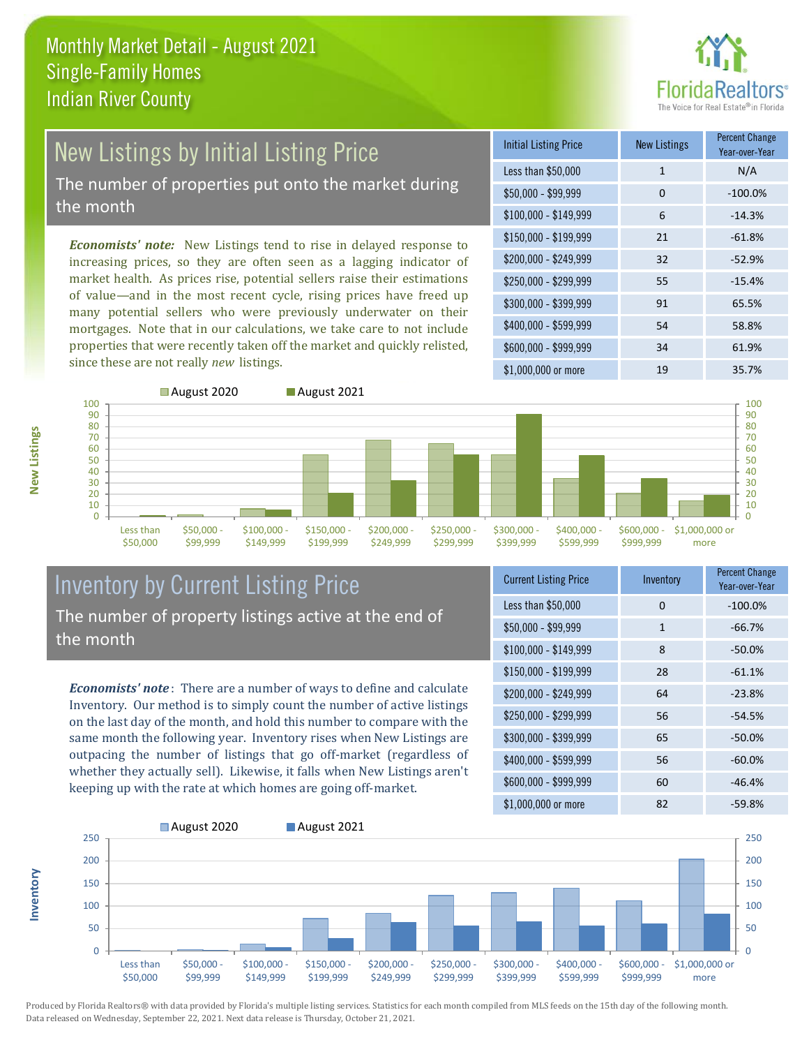# Monthly Market Detail - August 2021
## Single-Family Homes
## Indian River County

## New Listings by Initial Listing Price

The number of properties put onto the market during the month

*Economists' note:* New Listings tend to rise in delayed response to increasing prices, so they are often seen as a lagging indicator of market health. As prices rise, potential sellers raise their estimations of value—and in the most recent cycle, rising prices have freed up many potential sellers who were previously underwater on their mortgages. Note that in our calculations, we take care to not include properties that were recently taken off the market and quickly relisted, since these are not really *new* listings.

| Initial Listing Price | New Listings | Percent Change Year-over-Year |
|---|---|---|
| Less than $50,000 | 1 | N/A |
| $50,000 - $99,999 | 0 | -100.0% |
| $100,000 - $149,999 | 6 | -14.3% |
| $150,000 - $199,999 | 21 | -61.8% |
| $200,000 - $249,999 | 32 | -52.9% |
| $250,000 - $299,999 | 55 | -15.4% |
| $300,000 - $399,999 | 91 | 65.5% |
| $400,000 - $599,999 | 54 | 58.8% |
| $600,000 - $999,999 | 34 | 61.9% |
| $1,000,000 or more | 19 | 35.7% |

## Inventory by Current Listing Price

The number of property listings active at the end of the month

*Economists' note*: There are a number of ways to define and calculate Inventory. Our method is to simply count the number of active listings on the last day of the month, and hold this number to compare with the same month the following year. Inventory rises when New Listings are outpacing the number of listings that go off-market (regardless of whether they actually sell). Likewise, it falls when New Listings aren't keeping up with the rate at which homes are going off-market.

| Current Listing Price | Inventory | Percent Change Year-over-Year |
|---|---|---|
| Less than $50,000 | 0 | -100.0% |
| $50,000 - $99,999 | 1 | -66.7% |
| $100,000 - $149,999 | 8 | -50.0% |
| $150,000 - $199,999 | 28 | -61.1% |
| $200,000 - $249,999 | 64 | -23.8% |
| $250,000 - $299,999 | 56 | -54.5% |
| $300,000 - $399,999 | 65 | -50.0% |
| $400,000 - $599,999 | 56 | -60.0% |
| $600,000 - $999,999 | 60 | -46.4% |
| $1,000,000 or more | 82 | -59.8% |

Produced by Florida Realtors® with data provided by Florida's multiple listing services. Statistics for each month compiled from MLS feeds on the 15th day of the following month. Data released on Wednesday, September 22, 2021. Next data release is Thursday, October 21, 2021.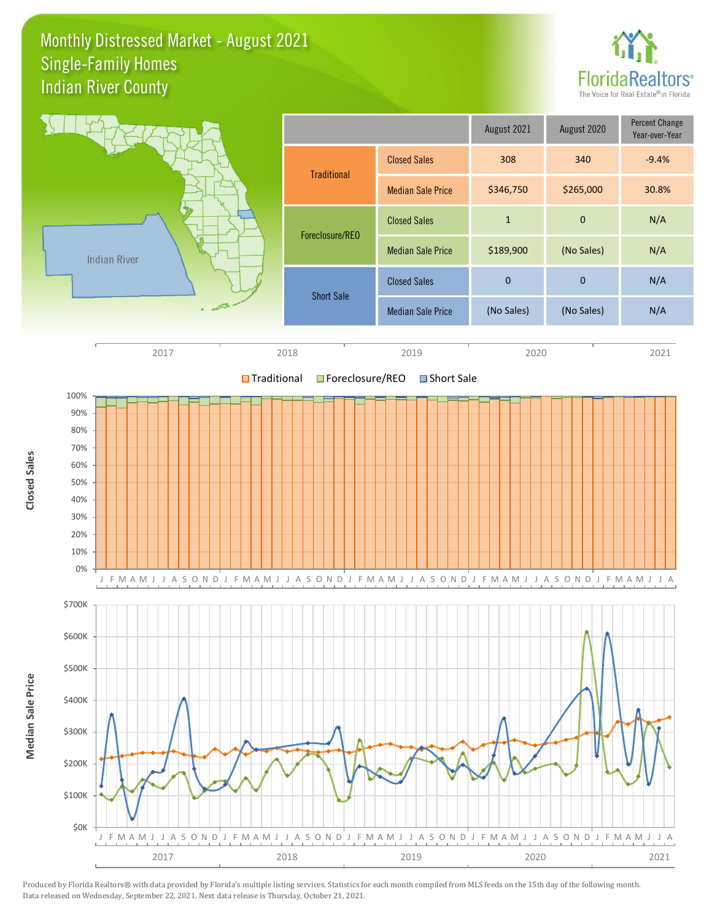# Monthly Distressed Market - August 2021
## Single-Family Homes
## Indian River County

FloridaRealtors® The Voice for Real Estate® in Florida

Indian River

| | | August 2021 | August 2020 | Percent Change Year-over-Year |
|---|---|---|---|---|
| Traditional | Closed Sales | 308 | 340 | -9.4% |
| | Median Sale Price | $346,750 | $265,000 | 30.8% |
| Foreclosure/REO | Closed Sales | 1 | 0 | N/A |
| | Median Sale Price | $189,900 | (No Sales) | N/A |
| Short Sale | Closed Sales | 0 | 0 | N/A |
| | Median Sale Price | (No Sales) | (No Sales) | N/A |

2017 2018 2019 2020 2021

Traditional Foreclosure/REO Short Sale

Closed Sales

100% 90% 80% 70% 60% 50% 40% 30% 20% 10% 0%

J F M A M J J A S O N D J F M A M J J A S O N D J F M A M J J A S O N D J F M A M J J A S O N D J F M A M J J A

Median Sale Price

$700K $600K $500K $400K $300K $200K $100K $0K

J F M A M J J A S O N D J F M A M J J A S O N D J F M A M J J A S O N D J F M A M J J A S O N D J F M A M J J A

2017 2018 2019 2020 2021

Produced by Florida Realtors® with data provided by Florida's multiple listing services. Statistics for each month compiled from MLS feeds on the 15th day of the following month. Data released on Wednesday, September 22, 2021. Next data release is Thursday, October 21, 2021.